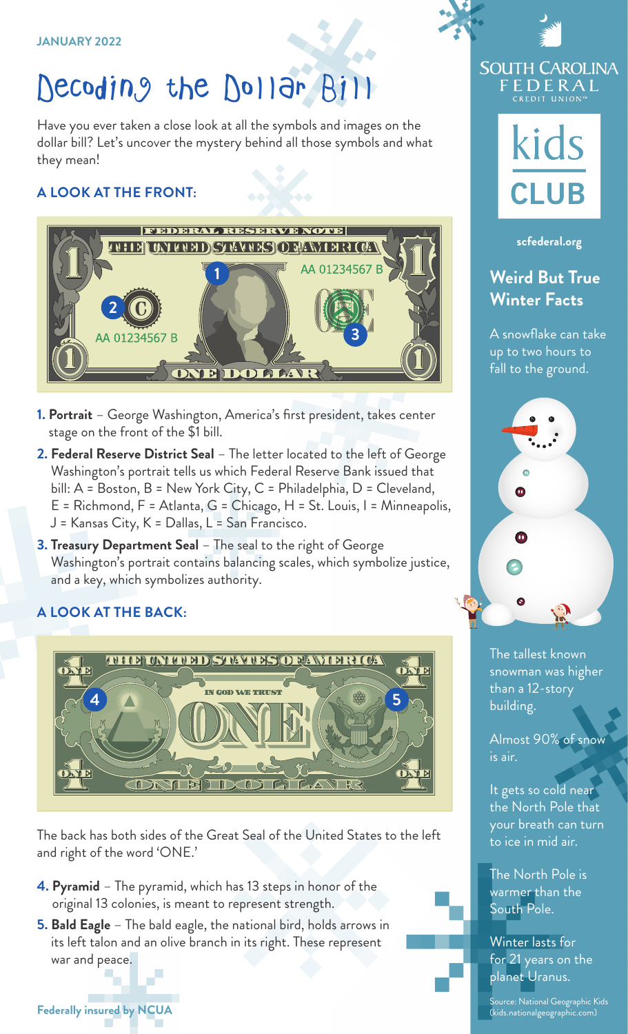JANUARY 2022

# Decoding the Dollar Bill

Have you ever taken a close look at all the symbols and images on the dollar bill? Let's uncover the mystery behind all those symbols and what they mean!

## A LOOK AT THE FRONT:

1. **Portrait** – George Washington, America's first president, takes center stage on the front of the $1 bill.
2. **Federal Reserve District Seal** – The letter located to the left of George Washington's portrait tells us which Federal Reserve Bank issued that bill: A = Boston, B = New York City, C = Philadelphia, D = Cleveland, E = Richmond, F = Atlanta, G = Chicago, H = St. Louis, I = Minneapolis, J = Kansas City, K = Dallas, L = San Francisco.
3. **Treasury Department Seal** – The seal to the right of George Washington's portrait contains balancing scales, which symbolize justice, and a key, which symbolizes authority.

## A LOOK AT THE BACK:

The back has both sides of the Great Seal of the United States to the left and right of the word 'ONE.'

4. **Pyramid** – The pyramid, which has 13 steps in honor of the original 13 colonies, is meant to represent strength.
5. **Bald Eagle** – The bald eagle, the national bird, holds arrows in its left talon and an olive branch in its right. These represent war and peace.

Federally insured by NCUA

SOUTH CAROLINA FEDERAL CREDIT UNION™

kids CLUB

scfederal.org

## Weird But True Winter Facts

A snowflake can take up to two hours to fall to the ground.

The tallest known snowman was higher than a 12-story building.

Almost 90% of snow is air.

It gets so cold near the North Pole that your breath can turn to ice in mid air.

The North Pole is warmer than the South Pole.

Winter lasts for for 21 years on the planet Uranus.

Source: National Geographic Kids (kids.nationalgeographic.com)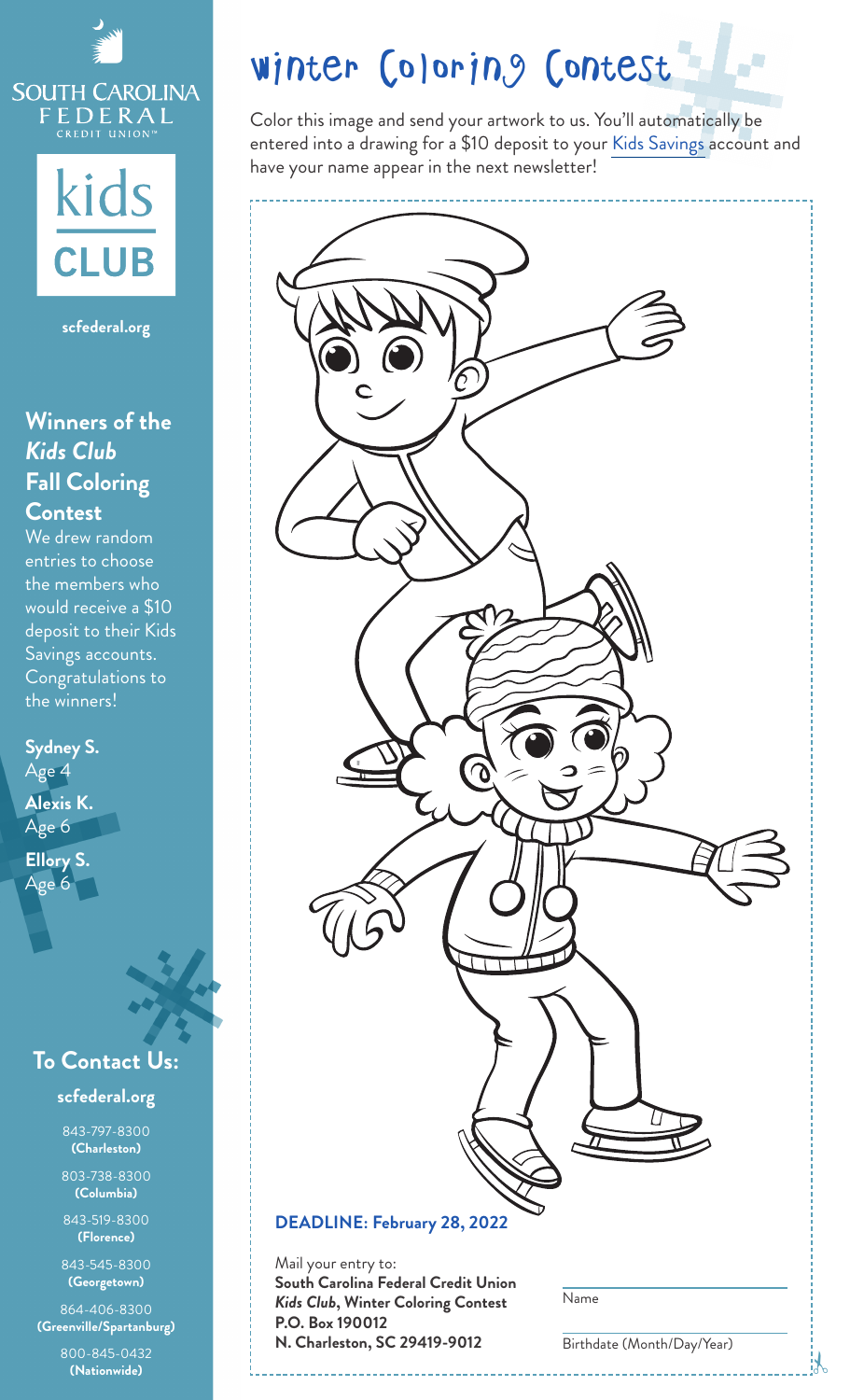SOUTH CAROLINA FEDERAL CREDIT UNION

kids CLUB

scfederal.org

## Winners of the *Kids Club* Fall Coloring Contest

We drew random entries to choose the members who would receive a $10 deposit to their Kids Savings accounts. Congratulations to the winners!

**Sydney S.**
Age 4

**Alexis K.**
Age 6

**Ellory S.**
Age 6

## To Contact Us:

**scfederal.org**

843-797-8300
**(Charleston)**

803-738-8300
**(Columbia)**

843-519-8300
**(Florence)**

843-545-8300
**(Georgetown)**

864-406-8300
**(Greenville/Spartanburg)**

800-845-0432
**(Nationwide)**

# Winter Coloring Contest

Color this image and send your artwork to us. You'll automatically be entered into a drawing for a $10 deposit to your Kids Savings account and have your name appear in the next newsletter!

**DEADLINE: February 28, 2022**

Mail your entry to:
**South Carolina Federal Credit Union**
***Kids Club*, Winter Coloring Contest**
**P.O. Box 190012**
**N. Charleston, SC 29419-9012**

Name

Birthdate (Month/Day/Year)